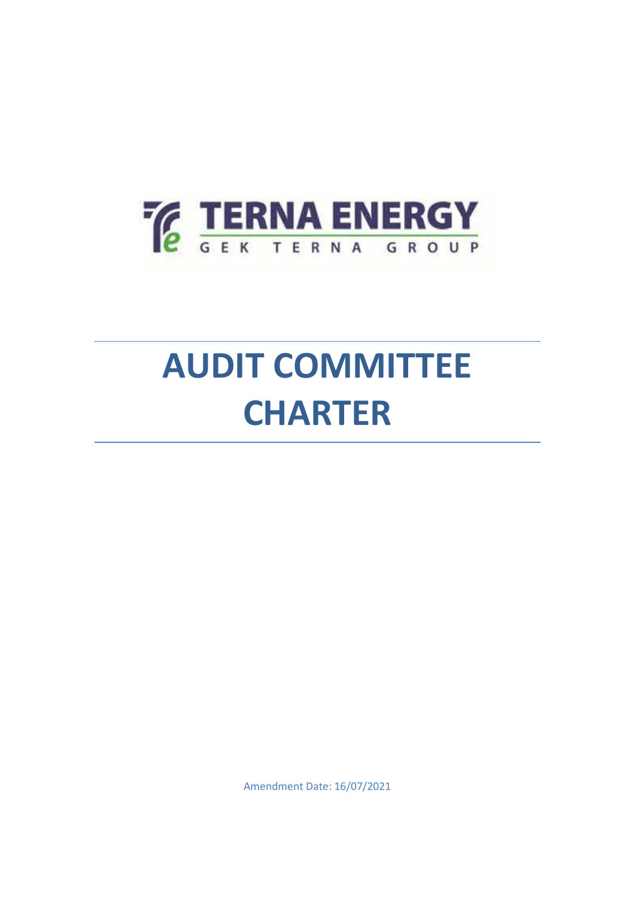TERNA ENERGY

GEK TERNA GROUP

# AUDIT COMMITTEE CHARTER

Amendment Date: 16/07/2021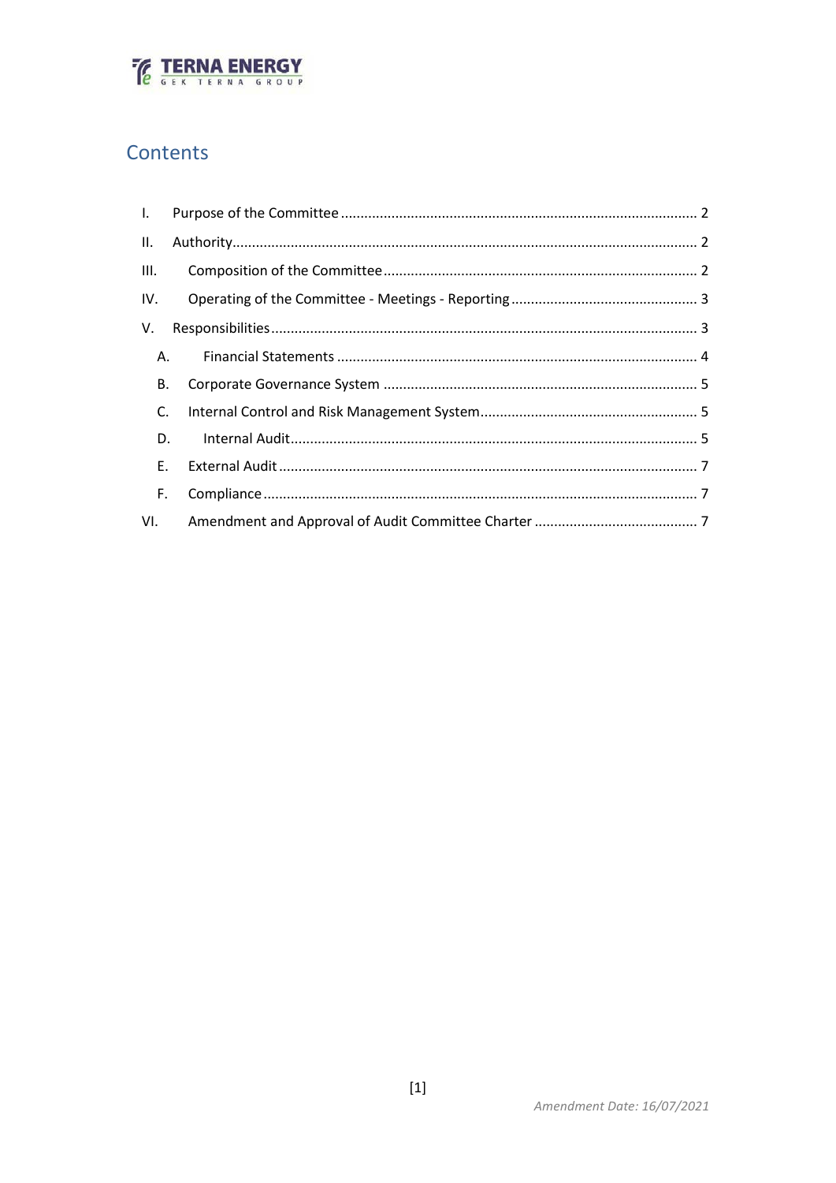## Contents

I. Purpose of the Committee ........ 2

II. Authority ........ 2

III. Composition of the Committee ........ 2

IV. Operating of the Committee - Meetings - Reporting ........ 3

V. Responsibilities ........ 3

- A. Financial Statements ........ 4
- B. Corporate Governance System ........ 5
- C. Internal Control and Risk Management System ........ 5
- D. Internal Audit ........ 5
- E. External Audit ........ 7
- F. Compliance ........ 7

VI. Amendment and Approval of Audit Committee Charter ........ 7

*Amendment Date: 16/07/2021*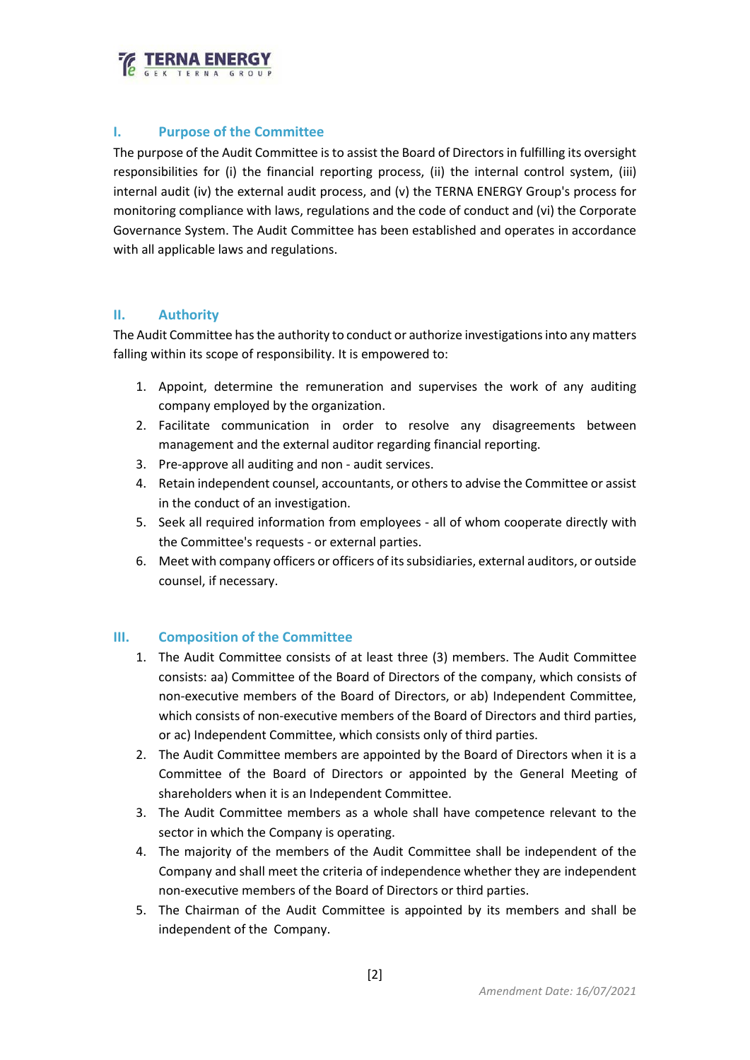## I. Purpose of the Committee

The purpose of the Audit Committee is to assist the Board of Directors in fulfilling its oversight responsibilities for (i) the financial reporting process, (ii) the internal control system, (iii) internal audit (iv) the external audit process, and (v) the TERNA ENERGY Group's process for monitoring compliance with laws, regulations and the code of conduct and (vi) the Corporate Governance System. The Audit Committee has been established and operates in accordance with all applicable laws and regulations.

## II. Authority

The Audit Committee has the authority to conduct or authorize investigations into any matters falling within its scope of responsibility. It is empowered to:

1. Appoint, determine the remuneration and supervises the work of any auditing company employed by the organization.
2. Facilitate communication in order to resolve any disagreements between management and the external auditor regarding financial reporting.
3. Pre-approve all auditing and non - audit services.
4. Retain independent counsel, accountants, or others to advise the Committee or assist in the conduct of an investigation.
5. Seek all required information from employees - all of whom cooperate directly with the Committee's requests - or external parties.
6. Meet with company officers or officers of its subsidiaries, external auditors, or outside counsel, if necessary.

## III. Composition of the Committee

1. The Audit Committee consists of at least three (3) members. The Audit Committee consists: aa) Committee of the Board of Directors of the company, which consists of non-executive members of the Board of Directors, or ab) Independent Committee, which consists of non-executive members of the Board of Directors and third parties, or ac) Independent Committee, which consists only of third parties.
2. The Audit Committee members are appointed by the Board of Directors when it is a Committee of the Board of Directors or appointed by the General Meeting of shareholders when it is an Independent Committee.
3. The Audit Committee members as a whole shall have competence relevant to the sector in which the Company is operating.
4. The majority of the members of the Audit Committee shall be independent of the Company and shall meet the criteria of independence whether they are independent non-executive members of the Board of Directors or third parties.
5. The Chairman of the Audit Committee is appointed by its members and shall be independent of the Company.

*Amendment Date: 16/07/2021*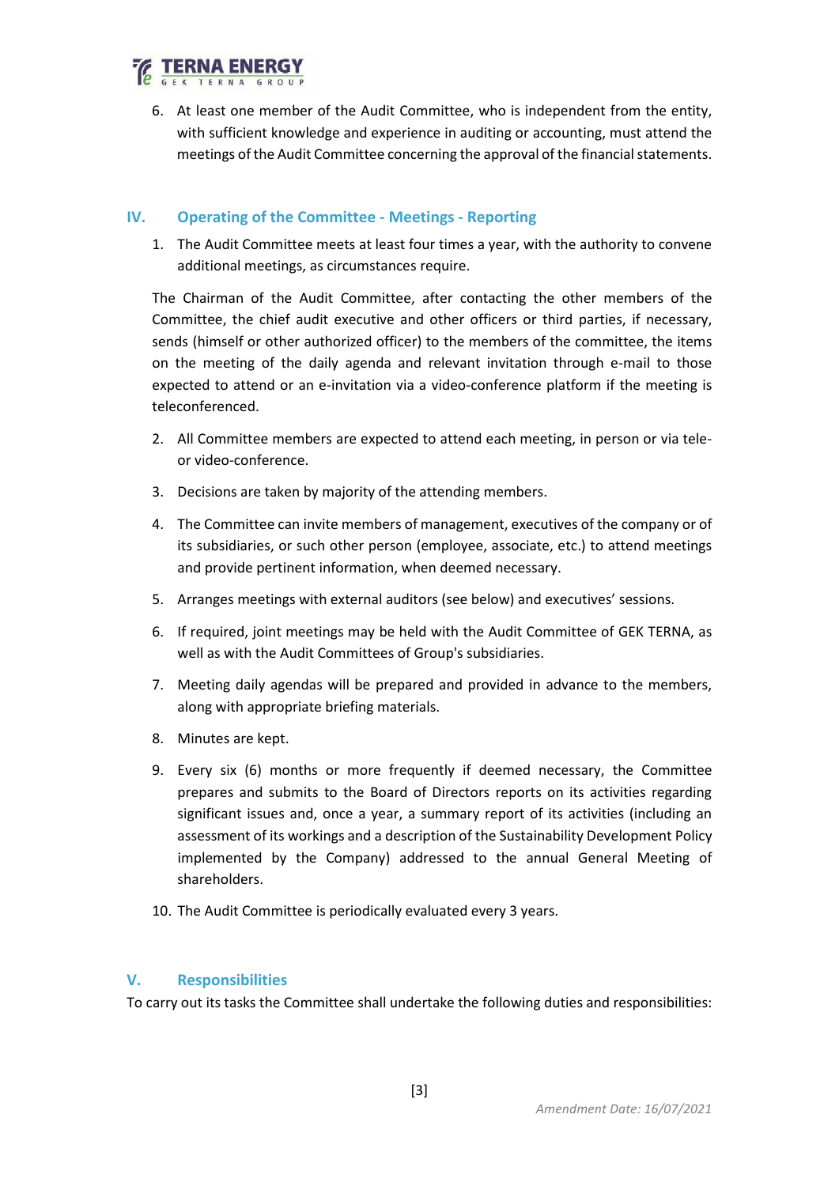6. At least one member of the Audit Committee, who is independent from the entity, with sufficient knowledge and experience in auditing or accounting, must attend the meetings of the Audit Committee concerning the approval of the financial statements.

## IV. Operating of the Committee - Meetings - Reporting

1. The Audit Committee meets at least four times a year, with the authority to convene additional meetings, as circumstances require.

   The Chairman of the Audit Committee, after contacting the other members of the Committee, the chief audit executive and other officers or third parties, if necessary, sends (himself or other authorized officer) to the members of the committee, the items on the meeting of the daily agenda and relevant invitation through e-mail to those expected to attend or an e-invitation via a video-conference platform if the meeting is teleconferenced.

2. All Committee members are expected to attend each meeting, in person or via tele- or video-conference.
3. Decisions are taken by majority of the attending members.
4. The Committee can invite members of management, executives of the company or of its subsidiaries, or such other person (employee, associate, etc.) to attend meetings and provide pertinent information, when deemed necessary.
5. Arranges meetings with external auditors (see below) and executives' sessions.
6. If required, joint meetings may be held with the Audit Committee of GEK TERNA, as well as with the Audit Committees of Group's subsidiaries.
7. Meeting daily agendas will be prepared and provided in advance to the members, along with appropriate briefing materials.
8. Minutes are kept.
9. Every six (6) months or more frequently if deemed necessary, the Committee prepares and submits to the Board of Directors reports on its activities regarding significant issues and, once a year, a summary report of its activities (including an assessment of its workings and a description of the Sustainability Development Policy implemented by the Company) addressed to the annual General Meeting of shareholders.
10. The Audit Committee is periodically evaluated every 3 years.

## V. Responsibilities

To carry out its tasks the Committee shall undertake the following duties and responsibilities: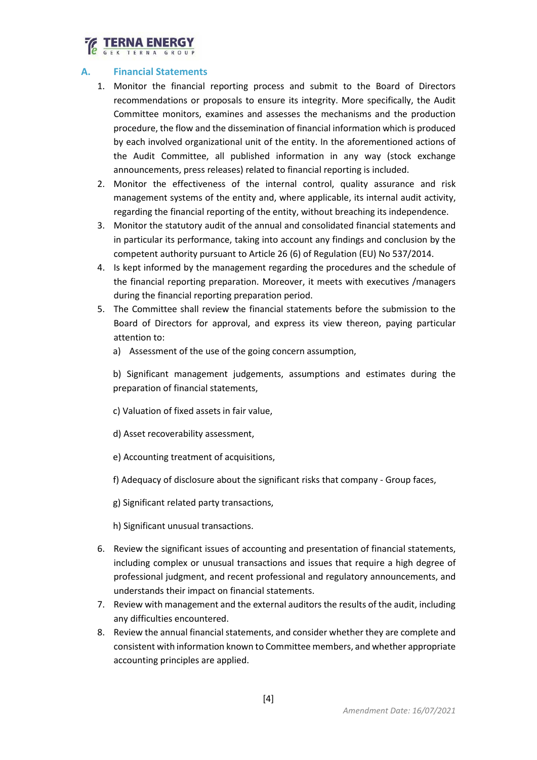## A. Financial Statements

1. Monitor the financial reporting process and submit to the Board of Directors recommendations or proposals to ensure its integrity. More specifically, the Audit Committee monitors, examines and assesses the mechanisms and the production procedure, the flow and the dissemination of financial information which is produced by each involved organizational unit of the entity. In the aforementioned actions of the Audit Committee, all published information in any way (stock exchange announcements, press releases) related to financial reporting is included.
2. Monitor the effectiveness of the internal control, quality assurance and risk management systems of the entity and, where applicable, its internal audit activity, regarding the financial reporting of the entity, without breaching its independence.
3. Monitor the statutory audit of the annual and consolidated financial statements and in particular its performance, taking into account any findings and conclusion by the competent authority pursuant to Article 26 (6) of Regulation (EU) No 537/2014.
4. Is kept informed by the management regarding the procedures and the schedule of the financial reporting preparation. Moreover, it meets with executives /managers during the financial reporting preparation period.
5. The Committee shall review the financial statements before the submission to the Board of Directors for approval, and express its view thereon, paying particular attention to:
   a) Assessment of the use of the going concern assumption,

   b) Significant management judgements, assumptions and estimates during the preparation of financial statements,

   c) Valuation of fixed assets in fair value,

   d) Asset recoverability assessment,

   e) Accounting treatment of acquisitions,

   f) Adequacy of disclosure about the significant risks that company - Group faces,

   g) Significant related party transactions,

   h) Significant unusual transactions.
6. Review the significant issues of accounting and presentation of financial statements, including complex or unusual transactions and issues that require a high degree of professional judgment, and recent professional and regulatory announcements, and understands their impact on financial statements.
7. Review with management and the external auditors the results of the audit, including any difficulties encountered.
8. Review the annual financial statements, and consider whether they are complete and consistent with information known to Committee members, and whether appropriate accounting principles are applied.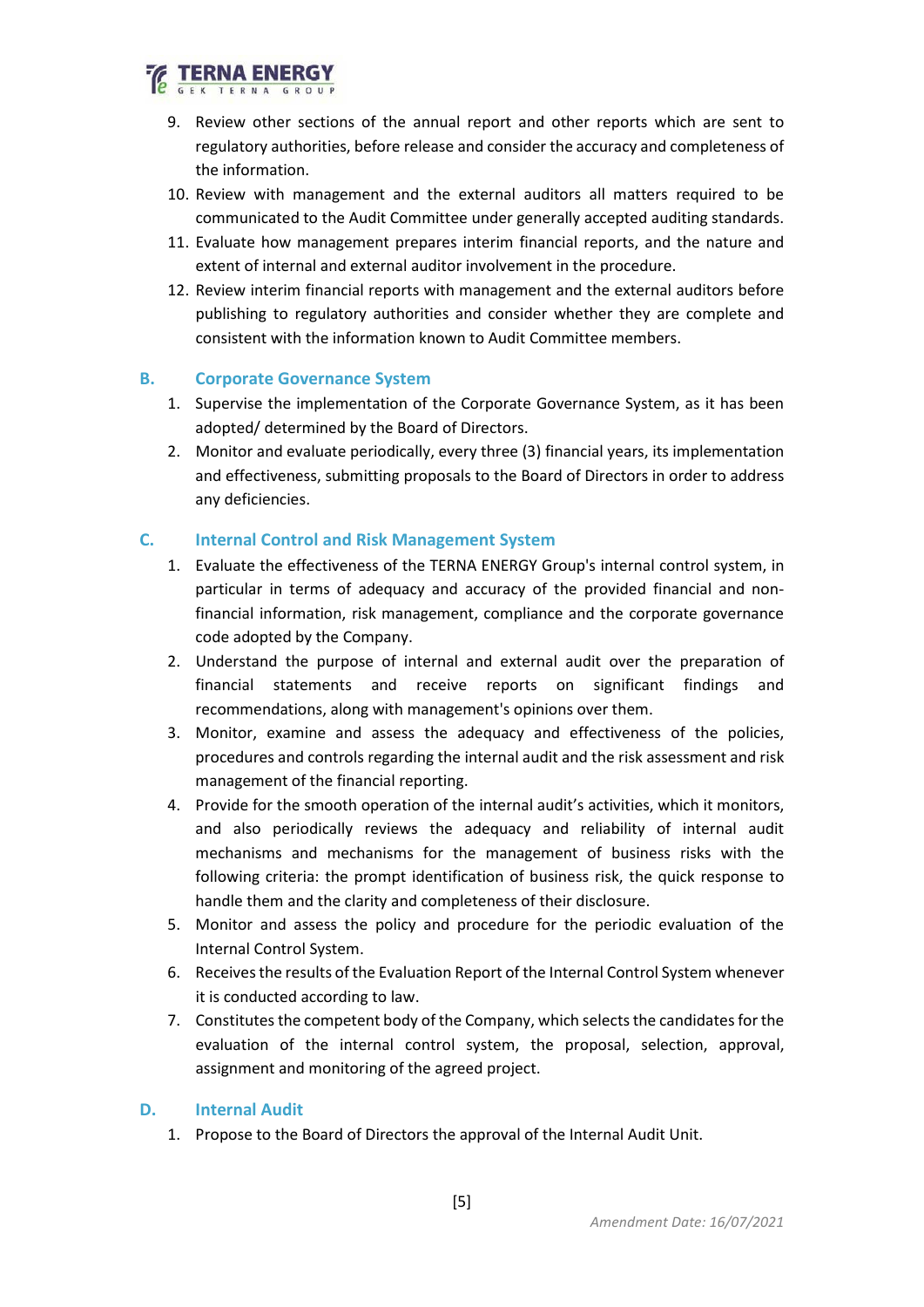9. Review other sections of the annual report and other reports which are sent to regulatory authorities, before release and consider the accuracy and completeness of the information.
10. Review with management and the external auditors all matters required to be communicated to the Audit Committee under generally accepted auditing standards.
11. Evaluate how management prepares interim financial reports, and the nature and extent of internal and external auditor involvement in the procedure.
12. Review interim financial reports with management and the external auditors before publishing to regulatory authorities and consider whether they are complete and consistent with the information known to Audit Committee members.

## B. Corporate Governance System

1. Supervise the implementation of the Corporate Governance System, as it has been adopted/ determined by the Board of Directors.
2. Monitor and evaluate periodically, every three (3) financial years, its implementation and effectiveness, submitting proposals to the Board of Directors in order to address any deficiencies.

## C. Internal Control and Risk Management System

1. Evaluate the effectiveness of the TERNA ENERGY Group's internal control system, in particular in terms of adequacy and accuracy of the provided financial and non-financial information, risk management, compliance and the corporate governance code adopted by the Company.
2. Understand the purpose of internal and external audit over the preparation of financial statements and receive reports on significant findings and recommendations, along with management's opinions over them.
3. Monitor, examine and assess the adequacy and effectiveness of the policies, procedures and controls regarding the internal audit and the risk assessment and risk management of the financial reporting.
4. Provide for the smooth operation of the internal audit's activities, which it monitors, and also periodically reviews the adequacy and reliability of internal audit mechanisms and mechanisms for the management of business risks with the following criteria: the prompt identification of business risk, the quick response to handle them and the clarity and completeness of their disclosure.
5. Monitor and assess the policy and procedure for the periodic evaluation of the Internal Control System.
6. Receives the results of the Evaluation Report of the Internal Control System whenever it is conducted according to law.
7. Constitutes the competent body of the Company, which selects the candidates for the evaluation of the internal control system, the proposal, selection, approval, assignment and monitoring of the agreed project.

## D. Internal Audit

1. Propose to the Board of Directors the approval of the Internal Audit Unit.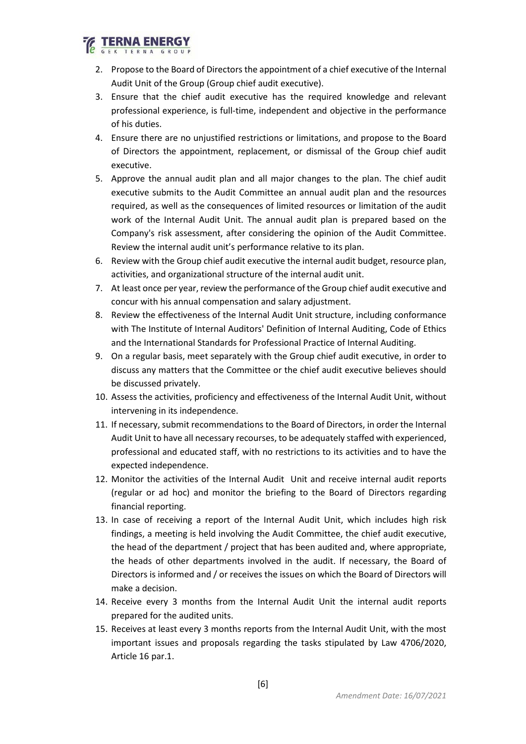2. Propose to the Board of Directors the appointment of a chief executive of the Internal Audit Unit of the Group (Group chief audit executive).
3. Ensure that the chief audit executive has the required knowledge and relevant professional experience, is full-time, independent and objective in the performance of his duties.
4. Ensure there are no unjustified restrictions or limitations, and propose to the Board of Directors the appointment, replacement, or dismissal of the Group chief audit executive.
5. Approve the annual audit plan and all major changes to the plan. The chief audit executive submits to the Audit Committee an annual audit plan and the resources required, as well as the consequences of limited resources or limitation of the audit work of the Internal Audit Unit. The annual audit plan is prepared based on the Company's risk assessment, after considering the opinion of the Audit Committee. Review the internal audit unit's performance relative to its plan.
6. Review with the Group chief audit executive the internal audit budget, resource plan, activities, and organizational structure of the internal audit unit.
7. At least once per year, review the performance of the Group chief audit executive and concur with his annual compensation and salary adjustment.
8. Review the effectiveness of the Internal Audit Unit structure, including conformance with The Institute of Internal Auditors' Definition of Internal Auditing, Code of Ethics and the International Standards for Professional Practice of Internal Auditing.
9. On a regular basis, meet separately with the Group chief audit executive, in order to discuss any matters that the Committee or the chief audit executive believes should be discussed privately.
10. Assess the activities, proficiency and effectiveness of the Internal Audit Unit, without intervening in its independence.
11. If necessary, submit recommendations to the Board of Directors, in order the Internal Audit Unit to have all necessary recourses, to be adequately staffed with experienced, professional and educated staff, with no restrictions to its activities and to have the expected independence.
12. Monitor the activities of the Internal Audit Unit and receive internal audit reports (regular or ad hoc) and monitor the briefing to the Board of Directors regarding financial reporting.
13. In case of receiving a report of the Internal Audit Unit, which includes high risk findings, a meeting is held involving the Audit Committee, the chief audit executive, the head of the department / project that has been audited and, where appropriate, the heads of other departments involved in the audit. If necessary, the Board of Directors is informed and / or receives the issues on which the Board of Directors will make a decision.
14. Receive every 3 months from the Internal Audit Unit the internal audit reports prepared for the audited units.
15. Receives at least every 3 months reports from the Internal Audit Unit, with the most important issues and proposals regarding the tasks stipulated by Law 4706/2020, Article 16 par.1.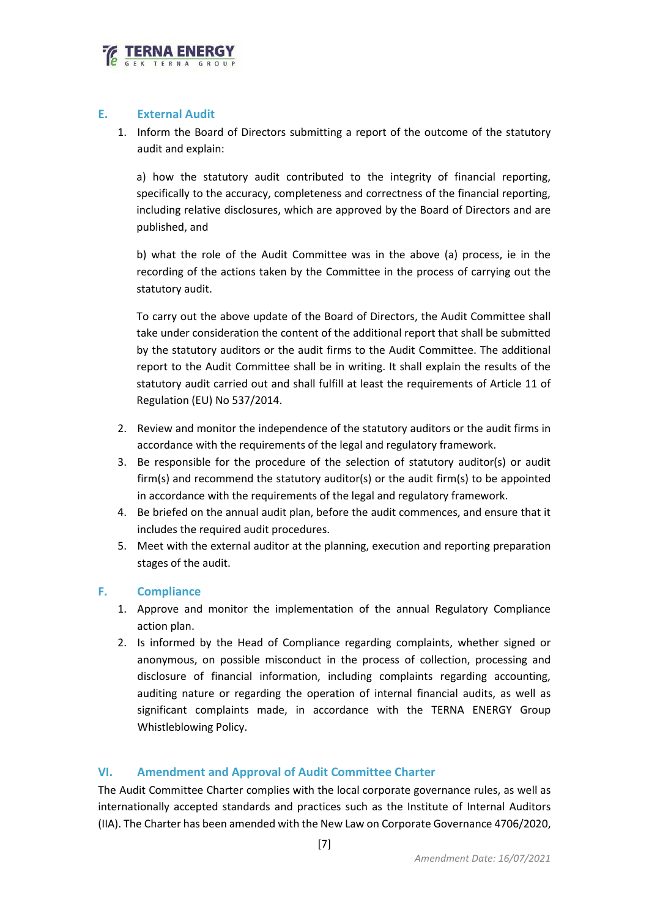## E. External Audit

1. Inform the Board of Directors submitting a report of the outcome of the statutory audit and explain:

   a) how the statutory audit contributed to the integrity of financial reporting, specifically to the accuracy, completeness and correctness of the financial reporting, including relative disclosures, which are approved by the Board of Directors and are published, and

   b) what the role of the Audit Committee was in the above (a) process, ie in the recording of the actions taken by the Committee in the process of carrying out the statutory audit.

   To carry out the above update of the Board of Directors, the Audit Committee shall take under consideration the content of the additional report that shall be submitted by the statutory auditors or the audit firms to the Audit Committee. The additional report to the Audit Committee shall be in writing. It shall explain the results of the statutory audit carried out and shall fulfill at least the requirements of Article 11 of Regulation (EU) No 537/2014.

2. Review and monitor the independence of the statutory auditors or the audit firms in accordance with the requirements of the legal and regulatory framework.
3. Be responsible for the procedure of the selection of statutory auditor(s) or audit firm(s) and recommend the statutory auditor(s) or the audit firm(s) to be appointed in accordance with the requirements of the legal and regulatory framework.
4. Be briefed on the annual audit plan, before the audit commences, and ensure that it includes the required audit procedures.
5. Meet with the external auditor at the planning, execution and reporting preparation stages of the audit.

## F. Compliance

1. Approve and monitor the implementation of the annual Regulatory Compliance action plan.
2. Is informed by the Head of Compliance regarding complaints, whether signed or anonymous, on possible misconduct in the process of collection, processing and disclosure of financial information, including complaints regarding accounting, auditing nature or regarding the operation of internal financial audits, as well as significant complaints made, in accordance with the TERNA ENERGY Group Whistleblowing Policy.

# VI. Amendment and Approval of Audit Committee Charter

The Audit Committee Charter complies with the local corporate governance rules, as well as internationally accepted standards and practices such as the Institute of Internal Auditors (IIA). The Charter has been amended with the New Law on Corporate Governance 4706/2020,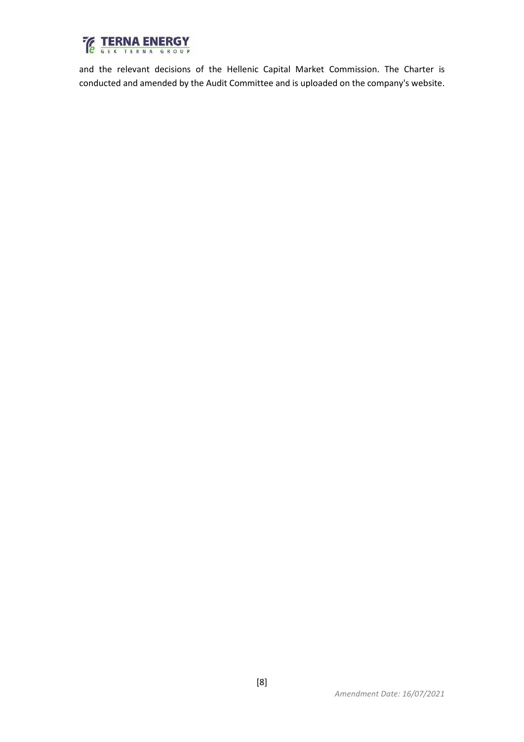and the relevant decisions of the Hellenic Capital Market Commission. The Charter is conducted and amended by the Audit Committee and is uploaded on the company's website.